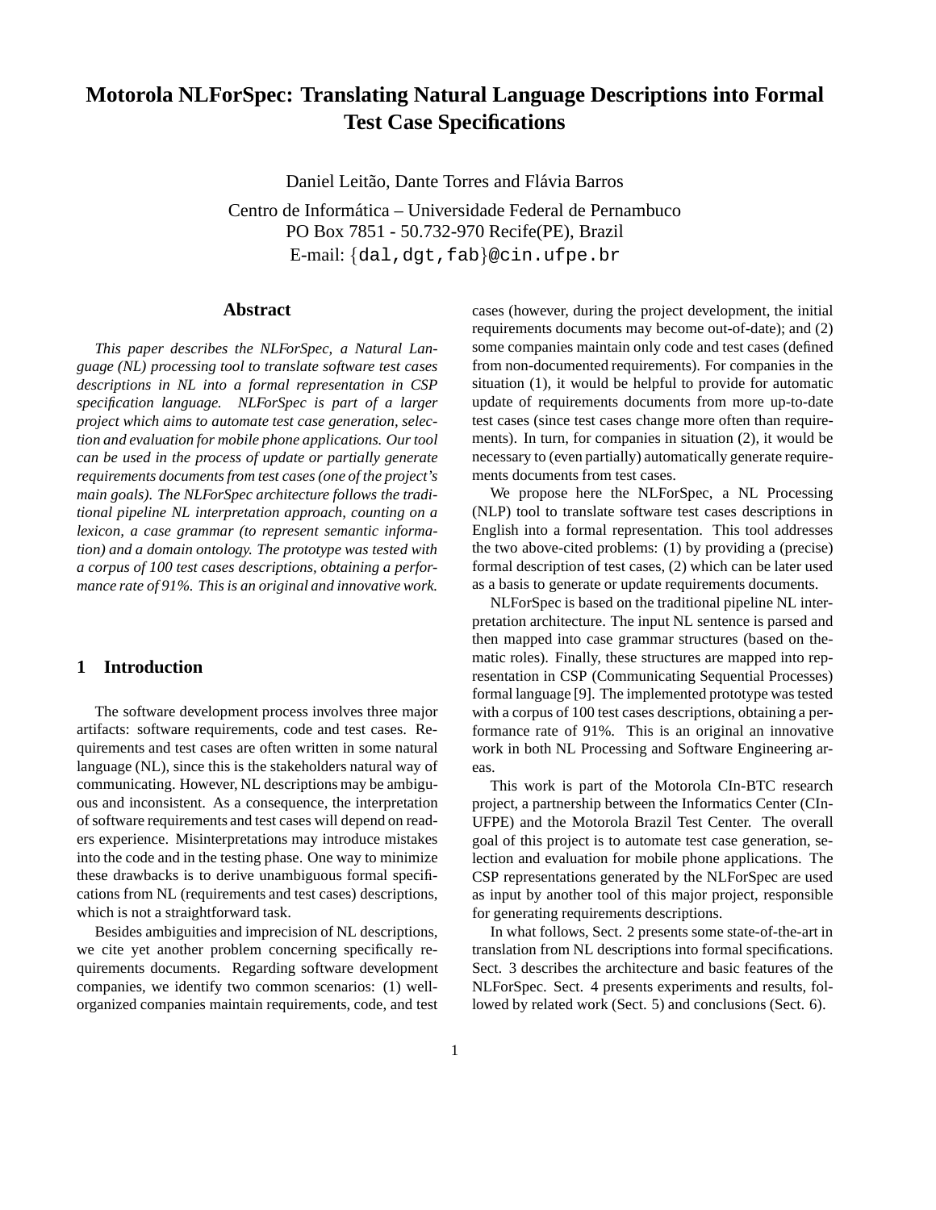# Motorola NLForSpec: Translating Natural Language Descriptions into Formal Test Case Specifications

Daniel Leitão, Dante Torres and Flávia Barros

Centro de Informática – Universidade Federal de Pernambuco
PO Box 7851 - 50.732-970 Recife(PE), Brazil
E-mail: {dal,dgt,fab}@cin.ufpe.br

## Abstract

*This paper describes the NLForSpec, a Natural Language (NL) processing tool to translate software test cases descriptions in NL into a formal representation in CSP specification language. NLForSpec is part of a larger project which aims to automate test case generation, selection and evaluation for mobile phone applications. Our tool can be used in the process of update or partially generate requirements documents from test cases (one of the project's main goals). The NLForSpec architecture follows the traditional pipeline NL interpretation approach, counting on a lexicon, a case grammar (to represent semantic information) and a domain ontology. The prototype was tested with a corpus of 100 test cases descriptions, obtaining a performance rate of 91%. This is an original and innovative work.*

## 1 Introduction

The software development process involves three major artifacts: software requirements, code and test cases. Requirements and test cases are often written in some natural language (NL), since this is the stakeholders natural way of communicating. However, NL descriptions may be ambiguous and inconsistent. As a consequence, the interpretation of software requirements and test cases will depend on readers experience. Misinterpretations may introduce mistakes into the code and in the testing phase. One way to minimize these drawbacks is to derive unambiguous formal specifications from NL (requirements and test cases) descriptions, which is not a straightforward task.

Besides ambiguities and imprecision of NL descriptions, we cite yet another problem concerning specifically requirements documents. Regarding software development companies, we identify two common scenarios: (1) well-organized companies maintain requirements, code, and test cases (however, during the project development, the initial requirements documents may become out-of-date); and (2) some companies maintain only code and test cases (defined from non-documented requirements). For companies in the situation (1), it would be helpful to provide for automatic update of requirements documents from more up-to-date test cases (since test cases change more often than requirements). In turn, for companies in situation (2), it would be necessary to (even partially) automatically generate requirements documents from test cases.

We propose here the NLForSpec, a NL Processing (NLP) tool to translate software test cases descriptions in English into a formal representation. This tool addresses the two above-cited problems: (1) by providing a (precise) formal description of test cases, (2) which can be later used as a basis to generate or update requirements documents.

NLForSpec is based on the traditional pipeline NL interpretation architecture. The input NL sentence is parsed and then mapped into case grammar structures (based on thematic roles). Finally, these structures are mapped into representation in CSP (Communicating Sequential Processes) formal language [9]. The implemented prototype was tested with a corpus of 100 test cases descriptions, obtaining a performance rate of 91%. This is an original an innovative work in both NL Processing and Software Engineering areas.

This work is part of the Motorola CIn-BTC research project, a partnership between the Informatics Center (CIn-UFPE) and the Motorola Brazil Test Center. The overall goal of this project is to automate test case generation, selection and evaluation for mobile phone applications. The CSP representations generated by the NLForSpec are used as input by another tool of this major project, responsible for generating requirements descriptions.

In what follows, Sect. 2 presents some state-of-the-art in translation from NL descriptions into formal specifications. Sect. 3 describes the architecture and basic features of the NLForSpec. Sect. 4 presents experiments and results, followed by related work (Sect. 5) and conclusions (Sect. 6).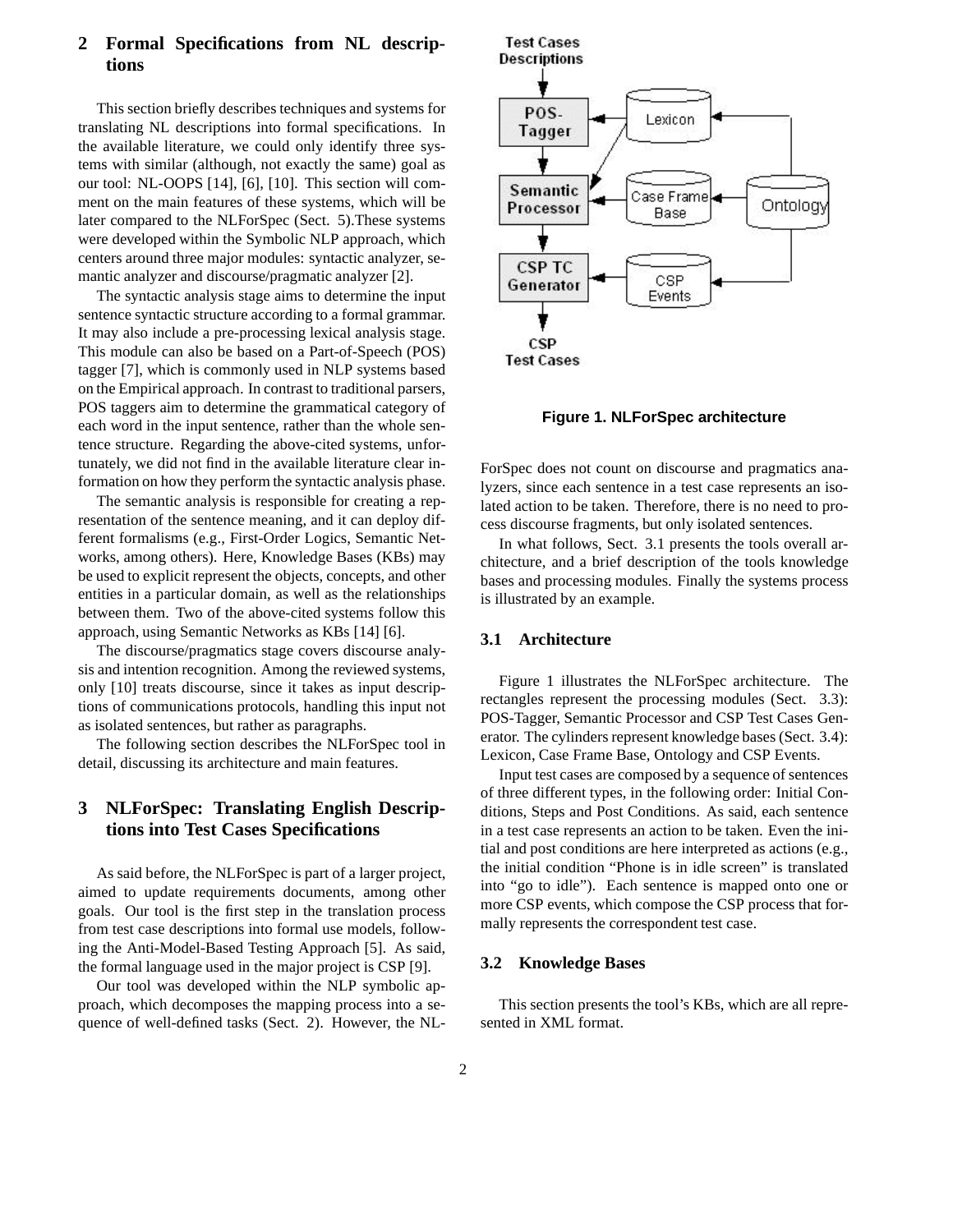## 2 Formal Specifications from NL descriptions

This section briefly describes techniques and systems for translating NL descriptions into formal specifications. In the available literature, we could only identify three systems with similar (although, not exactly the same) goal as our tool: NL-OOPS [14], [6], [10]. This section will comment on the main features of these systems, which will be later compared to the NLForSpec (Sect. 5).These systems were developed within the Symbolic NLP approach, which centers around three major modules: syntactic analyzer, semantic analyzer and discourse/pragmatic analyzer [2].

The syntactic analysis stage aims to determine the input sentence syntactic structure according to a formal grammar. It may also include a pre-processing lexical analysis stage. This module can also be based on a Part-of-Speech (POS) tagger [7], which is commonly used in NLP systems based on the Empirical approach. In contrast to traditional parsers, POS taggers aim to determine the grammatical category of each word in the input sentence, rather than the whole sentence structure. Regarding the above-cited systems, unfortunately, we did not find in the available literature clear information on how they perform the syntactic analysis phase.

The semantic analysis is responsible for creating a representation of the sentence meaning, and it can deploy different formalisms (e.g., First-Order Logics, Semantic Networks, among others). Here, Knowledge Bases (KBs) may be used to explicit represent the objects, concepts, and other entities in a particular domain, as well as the relationships between them. Two of the above-cited systems follow this approach, using Semantic Networks as KBs [14] [6].

The discourse/pragmatics stage covers discourse analysis and intention recognition. Among the reviewed systems, only [10] treats discourse, since it takes as input descriptions of communications protocols, handling this input not as isolated sentences, but rather as paragraphs.

The following section describes the NLForSpec tool in detail, discussing its architecture and main features.

## 3 NLForSpec: Translating English Descriptions into Test Cases Specifications

As said before, the NLForSpec is part of a larger project, aimed to update requirements documents, among other goals. Our tool is the first step in the translation process from test case descriptions into formal use models, following the Anti-Model-Based Testing Approach [5]. As said, the formal language used in the major project is CSP [9].

Our tool was developed within the NLP symbolic approach, which decomposes the mapping process into a sequence of well-defined tasks (Sect. 2). However, the NLForSpec does not count on discourse and pragmatics analyzers, since each sentence in a test case represents an isolated action to be taken. Therefore, there is no need to process discourse fragments, but only isolated sentences.

In what follows, Sect. 3.1 presents the tools overall architecture, and a brief description of the tools knowledge bases and processing modules. Finally the systems process is illustrated by an example.

**Figure 1. NLForSpec architecture**

### 3.1 Architecture

Figure 1 illustrates the NLForSpec architecture. The rectangles represent the processing modules (Sect. 3.3): POS-Tagger, Semantic Processor and CSP Test Cases Generator. The cylinders represent knowledge bases (Sect. 3.4): Lexicon, Case Frame Base, Ontology and CSP Events.

Input test cases are composed by a sequence of sentences of three different types, in the following order: Initial Conditions, Steps and Post Conditions. As said, each sentence in a test case represents an action to be taken. Even the initial and post conditions are here interpreted as actions (e.g., the initial condition "Phone is in idle screen" is translated into "go to idle"). Each sentence is mapped onto one or more CSP events, which compose the CSP process that formally represents the correspondent test case.

### 3.2 Knowledge Bases

This section presents the tool's KBs, which are all represented in XML format.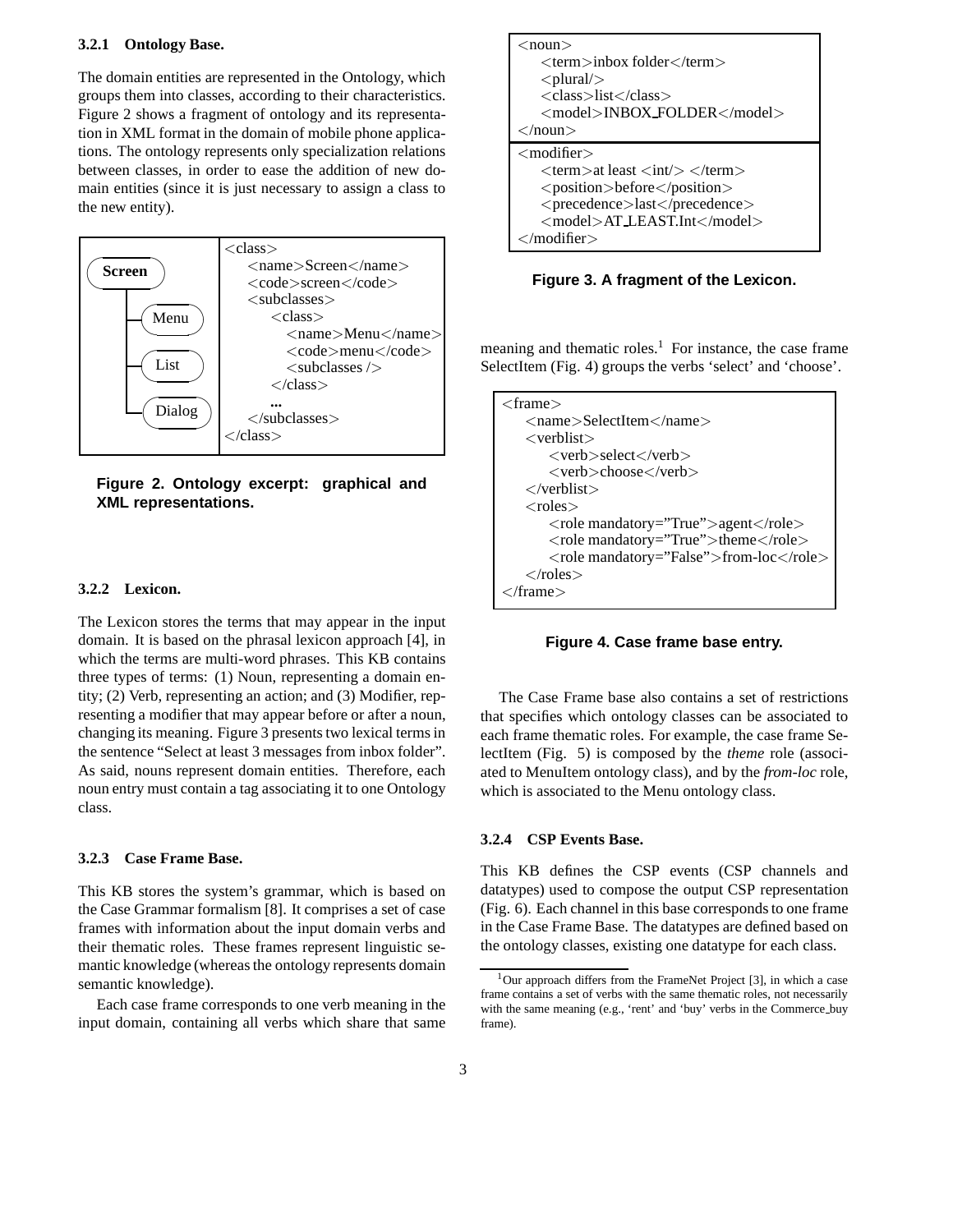#### 3.2.1 Ontology Base.

The domain entities are represented in the Ontology, which groups them into classes, according to their characteristics. Figure 2 shows a fragment of ontology and its representation in XML format in the domain of mobile phone applications. The ontology represents only specialization relations between classes, in order to ease the addition of new domain entities (since it is just necessary to assign a class to the new entity).

```
Screen
 ├── Menu
 ├── List
 └── Dialog
```

```
<class>
    <name>Screen</name>
    <code>screen</code>
    <subclasses>
        <class>
            <name>Menu</name>
            <code>menu</code>
            <subclasses />
        </class>
        ...
    </subclasses>
</class>
```

**Figure 2. Ontology excerpt: graphical and XML representations.**

#### 3.2.2 Lexicon.

The Lexicon stores the terms that may appear in the input domain. It is based on the phrasal lexicon approach [4], in which the terms are multi-word phrases. This KB contains three types of terms: (1) Noun, representing a domain entity; (2) Verb, representing an action; and (3) Modifier, representing a modifier that may appear before or after a noun, changing its meaning. Figure 3 presents two lexical terms in the sentence "Select at least 3 messages from inbox folder". As said, nouns represent domain entities. Therefore, each noun entry must contain a tag associating it to one Ontology class.

```
<noun>
    <term>inbox folder</term>
    <plural/>
    <class>list</class>
    <model>INBOX_FOLDER</model>
</noun>
```

```
<modifier>
    <term>at least <int/> </term>
    <position>before</position>
    <precedence>last</precedence>
    <model>AT_LEAST.Int</model>
</modifier>
```

**Figure 3. A fragment of the Lexicon.**

#### 3.2.3 Case Frame Base.

This KB stores the system's grammar, which is based on the Case Grammar formalism [8]. It comprises a set of case frames with information about the input domain verbs and their thematic roles. These frames represent linguistic semantic knowledge (whereas the ontology represents domain semantic knowledge).

Each case frame corresponds to one verb meaning in the input domain, containing all verbs which share that same meaning and thematic roles.[1] For instance, the case frame SelectItem (Fig. 4) groups the verbs 'select' and 'choose'.

```
<frame>
    <name>SelectItem</name>
    <verblist>
        <verb>select</verb>
        <verb>choose</verb>
    </verblist>
    <roles>
        <role mandatory="True">agent</role>
        <role mandatory="True">theme</role>
        <role mandatory="False">from-loc</role>
    </roles>
</frame>
```

**Figure 4. Case frame base entry.**

The Case Frame base also contains a set of restrictions that specifies which ontology classes can be associated to each frame thematic roles. For example, the case frame SelectItem (Fig. 5) is composed by the *theme* role (associated to MenuItem ontology class), and by the *from-loc* role, which is associated to the Menu ontology class.

#### 3.2.4 CSP Events Base.

This KB defines the CSP events (CSP channels and datatypes) used to compose the output CSP representation (Fig. 6). Each channel in this base corresponds to one frame in the Case Frame Base. The datatypes are defined based on the ontology classes, existing one datatype for each class.

[1] Our approach differs from the FrameNet Project [3], in which a case frame contains a set of verbs with the same thematic roles, not necessarily with the same meaning (e.g., 'rent' and 'buy' verbs in the Commerce_buy frame).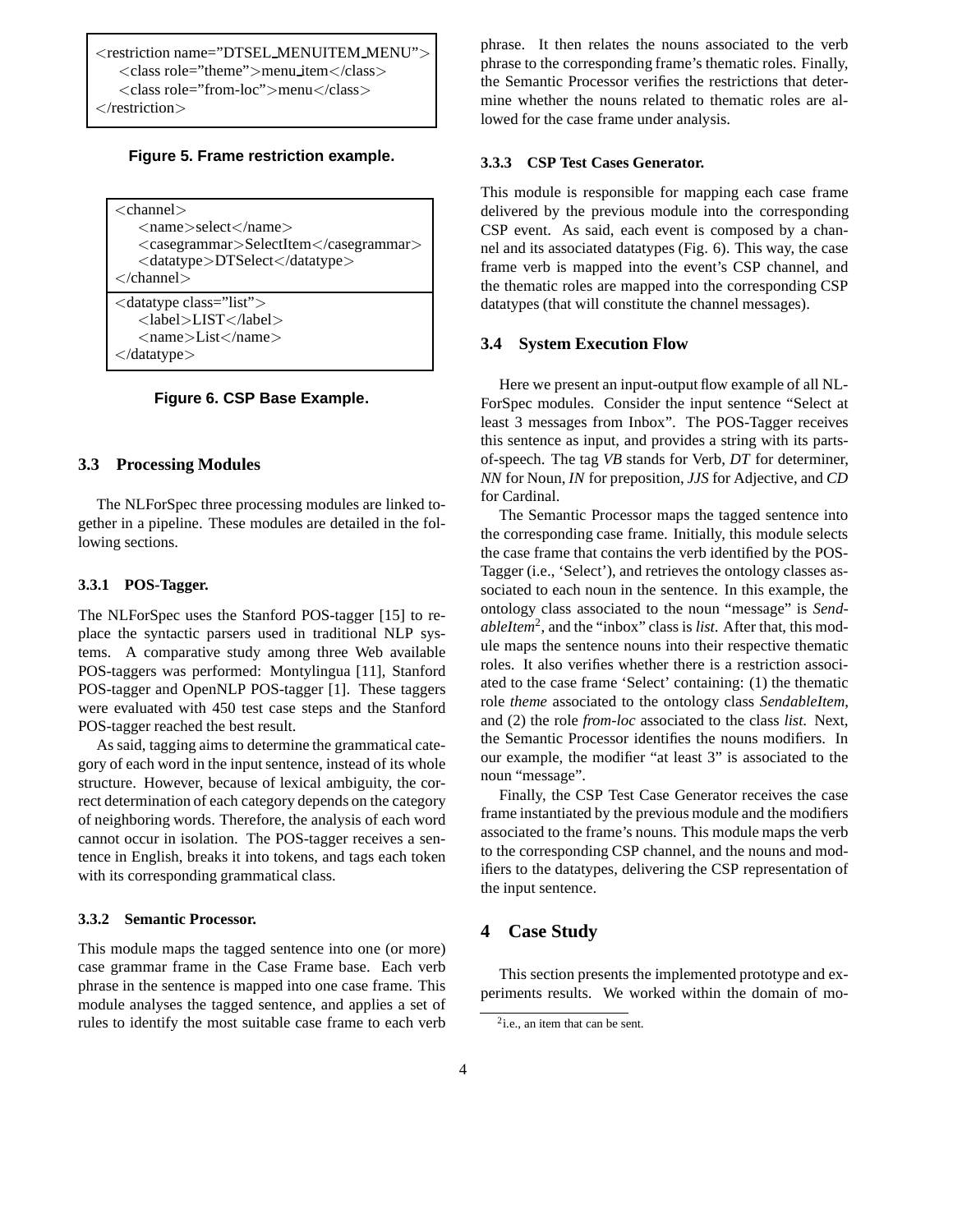```
<restriction name="DTSEL_MENUITEM_MENU">
    <class role="theme">menu_item</class>
    <class role="from-loc">menu</class>
</restriction>
```

**Figure 5. Frame restriction example.**

```
<channel>
    <name>select</name>
    <casegrammar>SelectItem</casegrammar>
    <datatype>DTSelect</datatype>
</channel>
```

```
<datatype class="list">
    <label>LIST</label>
    <name>List</name>
</datatype>
```

**Figure 6. CSP Base Example.**

### 3.3 Processing Modules

The NLForSpec three processing modules are linked together in a pipeline. These modules are detailed in the following sections.

#### 3.3.1 POS-Tagger.

The NLForSpec uses the Stanford POS-tagger [15] to replace the syntactic parsers used in traditional NLP systems. A comparative study among three Web available POS-taggers was performed: Montylingua [11], Stanford POS-tagger and OpenNLP POS-tagger [1]. These taggers were evaluated with 450 test case steps and the Stanford POS-tagger reached the best result.

As said, tagging aims to determine the grammatical category of each word in the input sentence, instead of its whole structure. However, because of lexical ambiguity, the correct determination of each category depends on the category of neighboring words. Therefore, the analysis of each word cannot occur in isolation. The POS-tagger receives a sentence in English, breaks it into tokens, and tags each token with its corresponding grammatical class.

#### 3.3.2 Semantic Processor.

This module maps the tagged sentence into one (or more) case grammar frame in the Case Frame base. Each verb phrase in the sentence is mapped into one case frame. This module analyses the tagged sentence, and applies a set of rules to identify the most suitable case frame to each verb phrase. It then relates the nouns associated to the verb phrase to the corresponding frame's thematic roles. Finally, the Semantic Processor verifies the restrictions that determine whether the nouns related to thematic roles are allowed for the case frame under analysis.

#### 3.3.3 CSP Test Cases Generator.

This module is responsible for mapping each case frame delivered by the previous module into the corresponding CSP event. As said, each event is composed by a channel and its associated datatypes (Fig. 6). This way, the case frame verb is mapped into the event's CSP channel, and the thematic roles are mapped into the corresponding CSP datatypes (that will constitute the channel messages).

### 3.4 System Execution Flow

Here we present an input-output flow example of all NLForSpec modules. Consider the input sentence "Select at least 3 messages from Inbox". The POS-Tagger receives this sentence as input, and provides a string with its parts-of-speech. The tag *VB* stands for Verb, *DT* for determiner, *NN* for Noun, *IN* for preposition, *JJS* for Adjective, and *CD* for Cardinal.

The Semantic Processor maps the tagged sentence into the corresponding case frame. Initially, this module selects the case frame that contains the verb identified by the POS-Tagger (i.e., 'Select'), and retrieves the ontology classes associated to each noun in the sentence. In this example, the ontology class associated to the noun "message" is *SendableItem*[2], and the "inbox" class is *list*. After that, this module maps the sentence nouns into their respective thematic roles. It also verifies whether there is a restriction associated to the case frame 'Select' containing: (1) the thematic role *theme* associated to the ontology class *SendableItem*, and (2) the role *from-loc* associated to the class *list*. Next, the Semantic Processor identifies the nouns modifiers. In our example, the modifier "at least 3" is associated to the noun "message".

Finally, the CSP Test Case Generator receives the case frame instantiated by the previous module and the modifiers associated to the frame's nouns. This module maps the verb to the corresponding CSP channel, and the nouns and modifiers to the datatypes, delivering the CSP representation of the input sentence.

## 4 Case Study

This section presents the implemented prototype and experiments results. We worked within the domain of mo-

[2] i.e., an item that can be sent.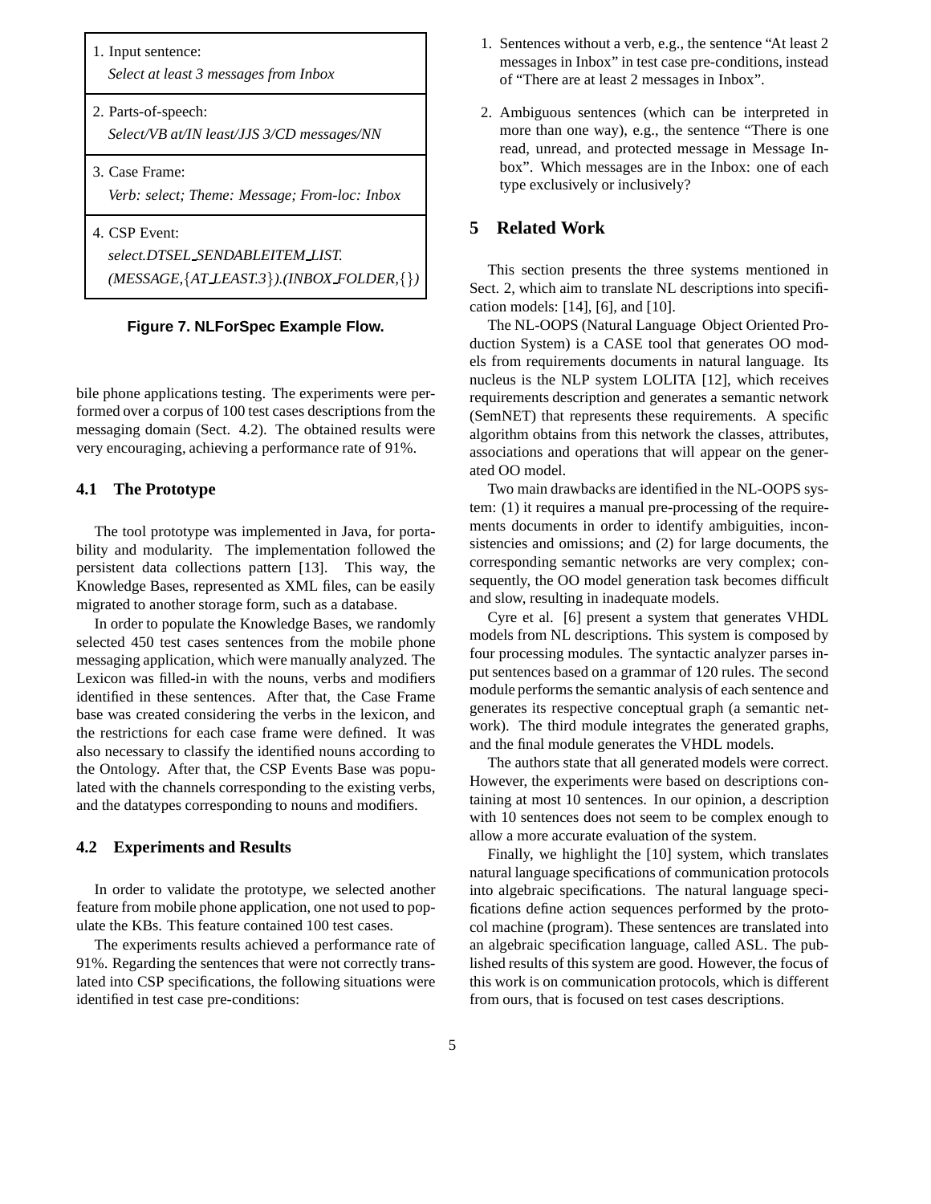1. Input sentence:
   *Select at least 3 messages from Inbox*
2. Parts-of-speech:
   *Select/VB at/IN least/JJS 3/CD messages/NN*
3. Case Frame:
   *Verb: select; Theme: Message; From-loc: Inbox*
4. CSP Event:
   *select.DTSEL_SENDABLEITEM_LIST.(MESSAGE,{AT_LEAST.3}).(INBOX_FOLDER,{})*

**Figure 7. NLForSpec Example Flow.**

bile phone applications testing. The experiments were performed over a corpus of 100 test cases descriptions from the messaging domain (Sect. 4.2). The obtained results were very encouraging, achieving a performance rate of 91%.

### 4.1 The Prototype

The tool prototype was implemented in Java, for portability and modularity. The implementation followed the persistent data collections pattern [13]. This way, the Knowledge Bases, represented as XML files, can be easily migrated to another storage form, such as a database.

In order to populate the Knowledge Bases, we randomly selected 450 test cases sentences from the mobile phone messaging application, which were manually analyzed. The Lexicon was filled-in with the nouns, verbs and modifiers identified in these sentences. After that, the Case Frame base was created considering the verbs in the lexicon, and the restrictions for each case frame were defined. It was also necessary to classify the identified nouns according to the Ontology. After that, the CSP Events Base was populated with the channels corresponding to the existing verbs, and the datatypes corresponding to nouns and modifiers.

### 4.2 Experiments and Results

In order to validate the prototype, we selected another feature from mobile phone application, one not used to populate the KBs. This feature contained 100 test cases.

The experiments results achieved a performance rate of 91%. Regarding the sentences that were not correctly translated into CSP specifications, the following situations were identified in test case pre-conditions:

1. Sentences without a verb, e.g., the sentence "At least 2 messages in Inbox" in test case pre-conditions, instead of "There are at least 2 messages in Inbox".
2. Ambiguous sentences (which can be interpreted in more than one way), e.g., the sentence "There is one read, unread, and protected message in Message Inbox". Which messages are in the Inbox: one of each type exclusively or inclusively?

## 5 Related Work

This section presents the three systems mentioned in Sect. 2, which aim to translate NL descriptions into specification models: [14], [6], and [10].

The NL-OOPS (Natural Language Object Oriented Production System) is a CASE tool that generates OO models from requirements documents in natural language. Its nucleus is the NLP system LOLITA [12], which receives requirements description and generates a semantic network (SemNET) that represents these requirements. A specific algorithm obtains from this network the classes, attributes, associations and operations that will appear on the generated OO model.

Two main drawbacks are identified in the NL-OOPS system: (1) it requires a manual pre-processing of the requirements documents in order to identify ambiguities, inconsistencies and omissions; and (2) for large documents, the corresponding semantic networks are very complex; consequently, the OO model generation task becomes difficult and slow, resulting in inadequate models.

Cyre et al. [6] present a system that generates VHDL models from NL descriptions. This system is composed by four processing modules. The syntactic analyzer parses input sentences based on a grammar of 120 rules. The second module performs the semantic analysis of each sentence and generates its respective conceptual graph (a semantic network). The third module integrates the generated graphs, and the final module generates the VHDL models.

The authors state that all generated models were correct. However, the experiments were based on descriptions containing at most 10 sentences. In our opinion, a description with 10 sentences does not seem to be complex enough to allow a more accurate evaluation of the system.

Finally, we highlight the [10] system, which translates natural language specifications of communication protocols into algebraic specifications. The natural language specifications define action sequences performed by the protocol machine (program). These sentences are translated into an algebraic specification language, called ASL. The published results of this system are good. However, the focus of this work is on communication protocols, which is different from ours, that is focused on test cases descriptions.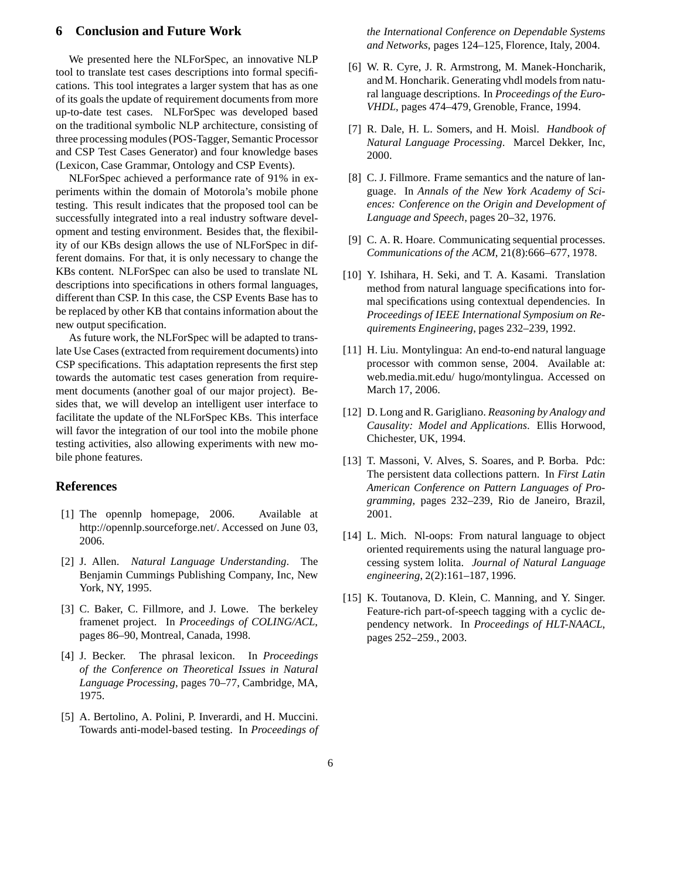## 6 Conclusion and Future Work

We presented here the NLForSpec, an innovative NLP tool to translate test cases descriptions into formal specifications. This tool integrates a larger system that has as one of its goals the update of requirement documents from more up-to-date test cases. NLForSpec was developed based on the traditional symbolic NLP architecture, consisting of three processing modules (POS-Tagger, Semantic Processor and CSP Test Cases Generator) and four knowledge bases (Lexicon, Case Grammar, Ontology and CSP Events).

NLForSpec achieved a performance rate of 91% in experiments within the domain of Motorola's mobile phone testing. This result indicates that the proposed tool can be successfully integrated into a real industry software development and testing environment. Besides that, the flexibility of our KBs design allows the use of NLForSpec in different domains. For that, it is only necessary to change the KBs content. NLForSpec can also be used to translate NL descriptions into specifications in others formal languages, different than CSP. In this case, the CSP Events Base has to be replaced by other KB that contains information about the new output specification.

As future work, the NLForSpec will be adapted to translate Use Cases (extracted from requirement documents) into CSP specifications. This adaptation represents the first step towards the automatic test cases generation from requirement documents (another goal of our major project). Besides that, we will develop an intelligent user interface to facilitate the update of the NLForSpec KBs. This interface will favor the integration of our tool into the mobile phone testing activities, also allowing experiments with new mobile phone features.

## References

[1] The opennlp homepage, 2006. Available at http://opennlp.sourceforge.net/. Accessed on June 03, 2006.

[2] J. Allen. *Natural Language Understanding*. The Benjamin Cummings Publishing Company, Inc, New York, NY, 1995.

[3] C. Baker, C. Fillmore, and J. Lowe. The berkeley framenet project. In *Proceedings of COLING/ACL*, pages 86–90, Montreal, Canada, 1998.

[4] J. Becker. The phrasal lexicon. In *Proceedings of the Conference on Theoretical Issues in Natural Language Processing*, pages 70–77, Cambridge, MA, 1975.

[5] A. Bertolino, A. Polini, P. Inverardi, and H. Muccini. Towards anti-model-based testing. In *Proceedings of the International Conference on Dependable Systems and Networks*, pages 124–125, Florence, Italy, 2004.

[6] W. R. Cyre, J. R. Armstrong, M. Manek-Honcharik, and M. Honcharik. Generating vhdl models from natural language descriptions. In *Proceedings of the Euro-VHDL*, pages 474–479, Grenoble, France, 1994.

[7] R. Dale, H. L. Somers, and H. Moisl. *Handbook of Natural Language Processing*. Marcel Dekker, Inc, 2000.

[8] C. J. Fillmore. Frame semantics and the nature of language. In *Annals of the New York Academy of Sciences: Conference on the Origin and Development of Language and Speech*, pages 20–32, 1976.

[9] C. A. R. Hoare. Communicating sequential processes. *Communications of the ACM*, 21(8):666–677, 1978.

[10] Y. Ishihara, H. Seki, and T. A. Kasami. Translation method from natural language specifications into formal specifications using contextual dependencies. In *Proceedings of IEEE International Symposium on Requirements Engineering*, pages 232–239, 1992.

[11] H. Liu. Montylingua: An end-to-end natural language processor with common sense, 2004. Available at: web.media.mit.edu/ hugo/montylingua. Accessed on March 17, 2006.

[12] D. Long and R. Garigliano. *Reasoning by Analogy and Causality: Model and Applications*. Ellis Horwood, Chichester, UK, 1994.

[13] T. Massoni, V. Alves, S. Soares, and P. Borba. Pdc: The persistent data collections pattern. In *First Latin American Conference on Pattern Languages of Programming*, pages 232–239, Rio de Janeiro, Brazil, 2001.

[14] L. Mich. Nl-oops: From natural language to object oriented requirements using the natural language processing system lolita. *Journal of Natural Language engineering*, 2(2):161–187, 1996.

[15] K. Toutanova, D. Klein, C. Manning, and Y. Singer. Feature-rich part-of-speech tagging with a cyclic dependency network. In *Proceedings of HLT-NAACL*, pages 252–259., 2003.